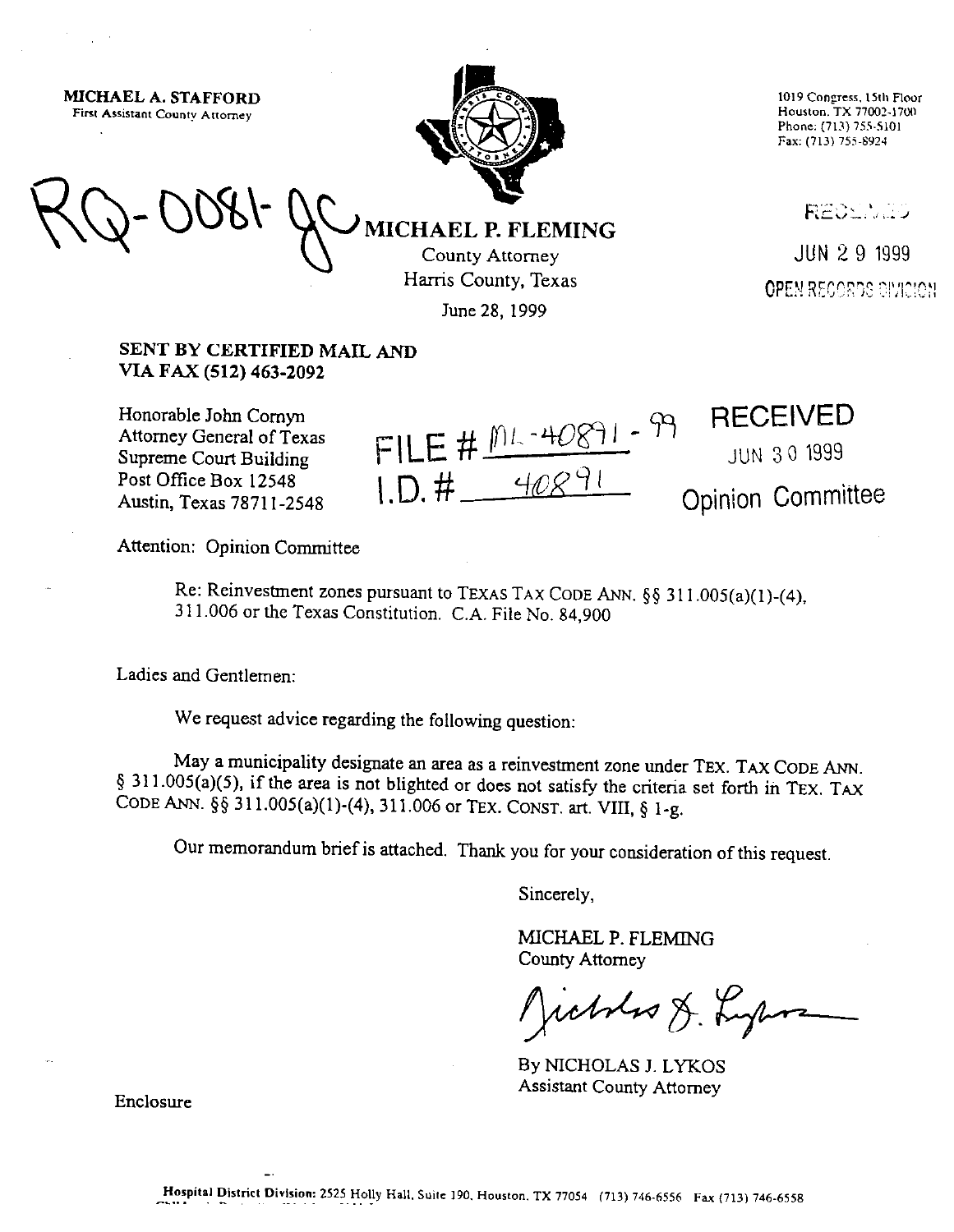**MICHAEL A. STAFFORD**
First Assistant County Attorney

RQ-0081-JC

**MICHAEL P. FLEMING**
County Attorney
Harris County, Texas

June 28, 1999

1019 Congress, 15th Floor
Houston, TX 77002-1700
Phone: (713) 755-5101
Fax: (713) 755-8924

RECEIVED
JUN 29 1999
OPEN RECORDS DIVISION

**SENT BY CERTIFIED MAIL AND VIA FAX (512) 463-2092**

Honorable John Cornyn
Attorney General of Texas
Supreme Court Building
Post Office Box 12548
Austin, Texas 78711-2548

FILE # ML-40891-99
I.D. # 40891

RECEIVED
JUN 30 1999
Opinion Committee

Attention: Opinion Committee

Re: Reinvestment zones pursuant to TEXAS TAX CODE ANN. §§ 311.005(a)(1)-(4), 311.006 or the Texas Constitution. C.A. File No. 84,900

Ladies and Gentlemen:

We request advice regarding the following question:

May a municipality designate an area as a reinvestment zone under TEX. TAX CODE ANN. § 311.005(a)(5), if the area is not blighted or does not satisfy the criteria set forth in TEX. TAX CODE ANN. §§ 311.005(a)(1)-(4), 311.006 or TEX. CONST. art. VIII, § 1-g.

Our memorandum brief is attached. Thank you for your consideration of this request.

Sincerely,

MICHAEL P. FLEMING
County Attorney

Nicholas J. Lykos

By NICHOLAS J. LYKOS
Assistant County Attorney

Enclosure

Hospital District Division: 2525 Holly Hall, Suite 190, Houston, TX 77054 (713) 746-6556 Fax (713) 746-6558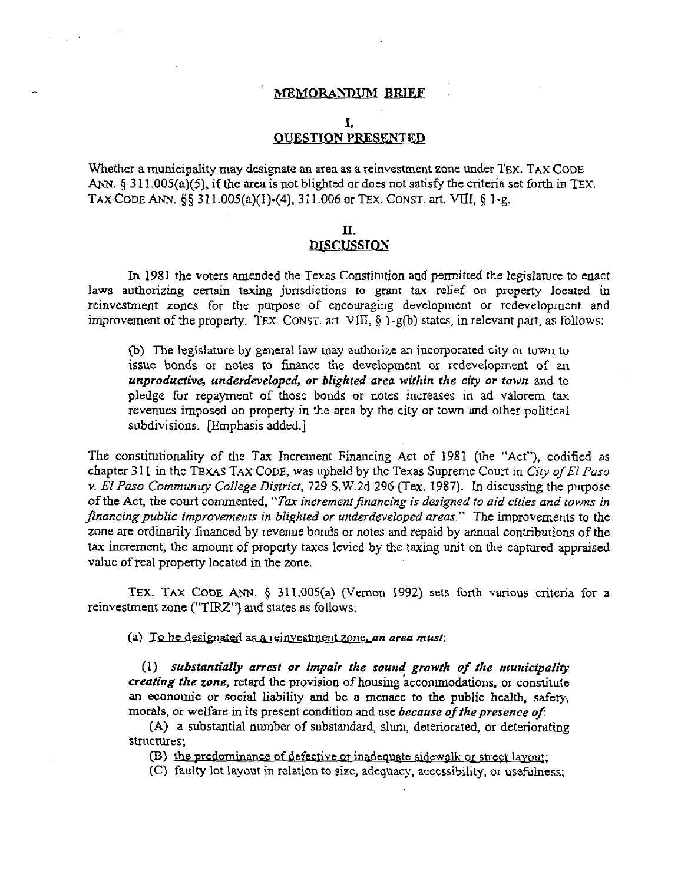# MEMORANDUM BRIEF

## I.
## QUESTION PRESENTED

Whether a municipality may designate an area as a reinvestment zone under TEX. TAX CODE ANN. § 311.005(a)(5), if the area is not blighted or does not satisfy the criteria set forth in TEX. TAX CODE ANN. §§ 311.005(a)(1)-(4), 311.006 or TEX. CONST. art. VIII, § 1-g.

## II.
## DISCUSSION

In 1981 the voters amended the Texas Constitution and permitted the legislature to enact laws authorizing certain taxing jurisdictions to grant tax relief on property located in reinvestment zones for the purpose of encouraging development or redevelopment and improvement of the property. TEX. CONST. art. VIII, § 1-g(b) states, in relevant part, as follows:

> (b) The legislature by general law may authorize an incorporated city or town to issue bonds or notes to finance the development or redevelopment of an ***unproductive, underdeveloped, or blighted area within the city or town*** and to pledge for repayment of those bonds or notes increases in ad valorem tax revenues imposed on property in the area by the city or town and other political subdivisions. [Emphasis added.]

The constitutionality of the Tax Increment Financing Act of 1981 (the "Act"), codified as chapter 311 in the TEXAS TAX CODE, was upheld by the Texas Supreme Court in *City of El Paso v. El Paso Community College District*, 729 S.W.2d 296 (Tex. 1987). In discussing the purpose of the Act, the court commented, "*Tax increment financing is designed to aid cities and towns in financing public improvements in blighted or underdeveloped areas.*" The improvements to the zone are ordinarily financed by revenue bonds or notes and repaid by annual contributions of the tax increment, the amount of property taxes levied by the taxing unit on the captured appraised value of real property located in the zone.

TEX. TAX CODE ANN. § 311.005(a) (Vernon 1992) sets forth various criteria for a reinvestment zone ("TIRZ") and states as follows:

> (a) To be designated as a reinvestment zone, ***an area must:***
>
> (1) ***substantially arrest or impair the sound growth of the municipality creating the zone,*** retard the provision of housing accommodations, or constitute an economic or social liability and be a menace to the public health, safety, morals, or welfare in its present condition and use ***because of the presence of:***
>
> (A) a substantial number of substandard, slum, deteriorated, or deteriorating structures;
>
> (B) the predominance of defective or inadequate sidewalk or street layout;
>
> (C) faulty lot layout in relation to size, adequacy, accessibility, or usefulness;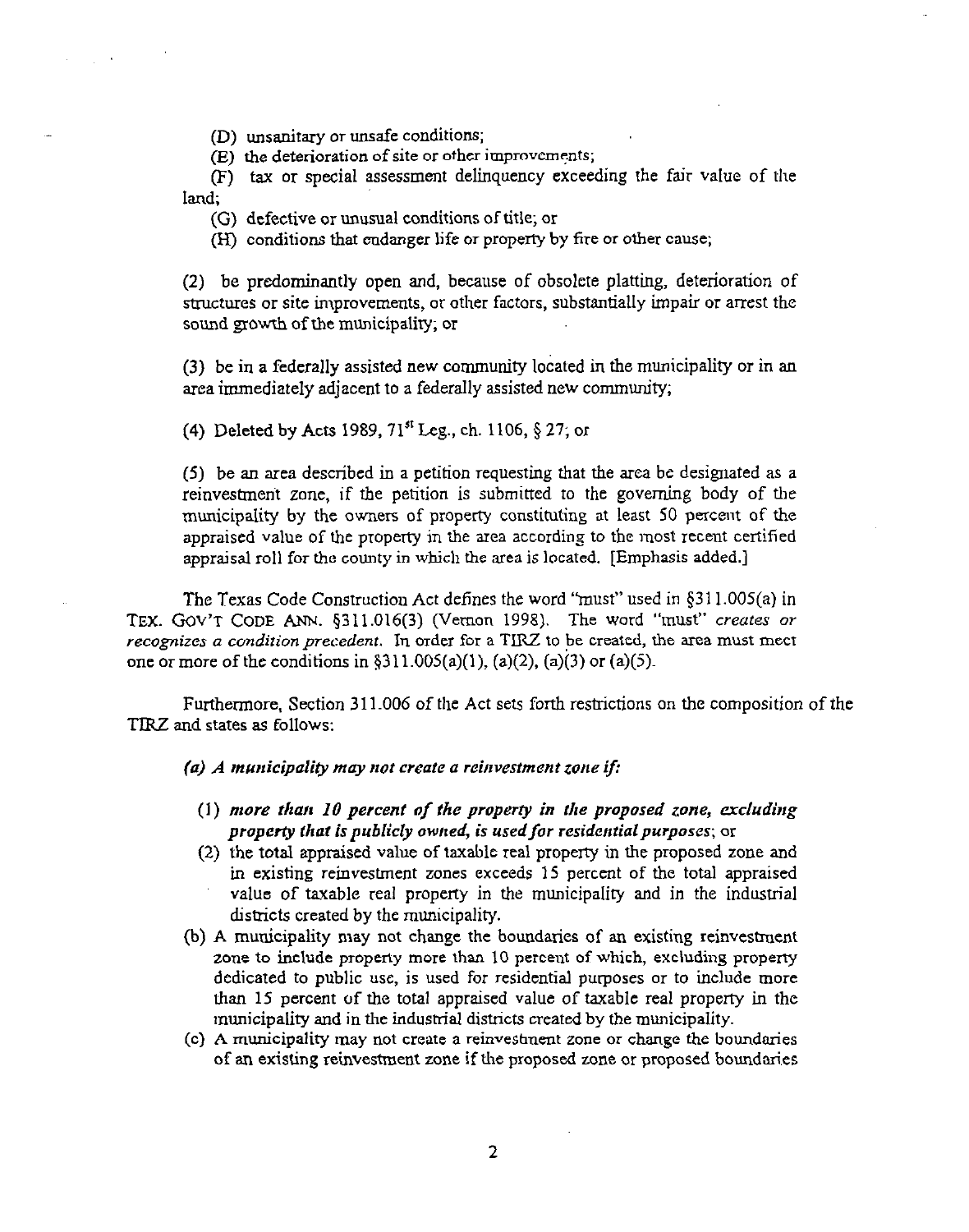(D) unsanitary or unsafe conditions;

(E) the deterioration of site or other improvements;

(F) tax or special assessment delinquency exceeding the fair value of the land;

(G) defective or unusual conditions of title; or

(H) conditions that endanger life or property by fire or other cause;

(2) be predominantly open and, because of obsolete platting, deterioration of structures or site improvements, or other factors, substantially impair or arrest the sound growth of the municipality; or

(3) be in a federally assisted new community located in the municipality or in an area immediately adjacent to a federally assisted new community;

(4) Deleted by Acts 1989, 71st Leg., ch. 1106, § 27; or

(5) be an area described in a petition requesting that the area be designated as a reinvestment zone, if the petition is submitted to the governing body of the municipality by the owners of property constituting at least 50 percent of the appraised value of the property in the area according to the most recent certified appraisal roll for the county in which the area is located. [Emphasis added.]

The Texas Code Construction Act defines the word "must" used in §311.005(a) in TEX. GOV'T CODE ANN. §311.016(3) (Vernon 1998). The word "must" *creates or recognizes a condition precedent*. In order for a TIRZ to be created, the area must meet one or more of the conditions in §311.005(a)(1), (a)(2), (a)(3) or (a)(5).

Furthermore, Section 311.006 of the Act sets forth restrictions on the composition of the TIRZ and states as follows:

***(a) A municipality may not create a reinvestment zone if:***

(1) ***more than 10 percent of the property in the proposed zone, excluding property that is publicly owned, is used for residential purposes***; or

(2) the total appraised value of taxable real property in the proposed zone and in existing reinvestment zones exceeds 15 percent of the total appraised value of taxable real property in the municipality and in the industrial districts created by the municipality.

(b) A municipality may not change the boundaries of an existing reinvestment zone to include property more than 10 percent of which, excluding property dedicated to public use, is used for residential purposes or to include more than 15 percent of the total appraised value of taxable real property in the municipality and in the industrial districts created by the municipality.

(c) A municipality may not create a reinvestment zone or change the boundaries of an existing reinvestment zone if the proposed zone or proposed boundaries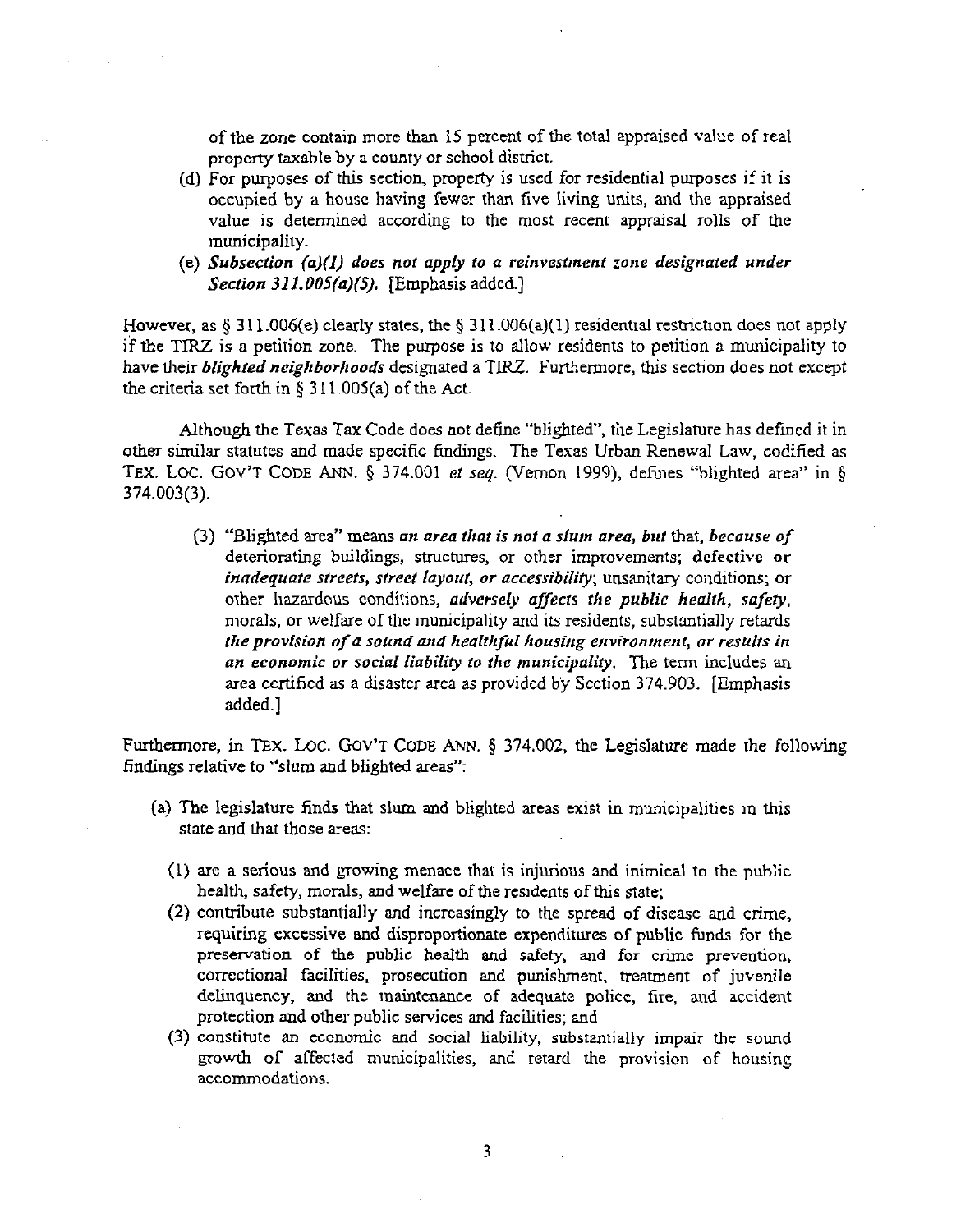of the zone contain more than 15 percent of the total appraised value of real property taxable by a county or school district.

(d) For purposes of this section, property is used for residential purposes if it is occupied by a house having fewer than five living units, and the appraised value is determined according to the most recent appraisal rolls of the municipality.

(e) ***Subsection (a)(1) does not apply to a reinvestment zone designated under Section 311.005(a)(5).*** [Emphasis added.]

However, as § 311.006(e) clearly states, the § 311.006(a)(1) residential restriction does not apply if the TIRZ is a petition zone. The purpose is to allow residents to petition a municipality to have their ***blighted neighborhoods*** designated a TIRZ. Furthermore, this section does not except the criteria set forth in § 311.005(a) of the Act.

Although the Texas Tax Code does not define "blighted", the Legislature has defined it in other similar statutes and made specific findings. The Texas Urban Renewal Law, codified as TEX. LOC. GOV'T CODE ANN. § 374.001 *et seq.* (Vernon 1999), defines "blighted area" in § 374.003(3).

> (3) "Blighted area" means ***an area that is not a slum area, but*** that, ***because of*** deteriorating buildings, structures, or other improvements; **defective or** ***inadequate streets, street layout, or accessibility***; unsanitary conditions; or other hazardous conditions, ***adversely affects the public health, safety***, morals, or welfare of the municipality and its residents, substantially retards ***the provision of a sound and healthful housing environment, or results in an economic or social liability to the municipality.*** The term includes an area certified as a disaster area as provided by Section 374.903. [Emphasis added.]

Furthermore, in TEX. LOC. GOV'T CODE ANN. § 374.002, the Legislature made the following findings relative to "slum and blighted areas":

> (a) The legislature finds that slum and blighted areas exist in municipalities in this state and that those areas:
>
> (1) are a serious and growing menace that is injurious and inimical to the public health, safety, morals, and welfare of the residents of this state;
>
> (2) contribute substantially and increasingly to the spread of disease and crime, requiring excessive and disproportionate expenditures of public funds for the preservation of the public health and safety, and for crime prevention, correctional facilities, prosecution and punishment, treatment of juvenile delinquency, and the maintenance of adequate police, fire, and accident protection and other public services and facilities; and
>
> (3) constitute an economic and social liability, substantially impair the sound growth of affected municipalities, and retard the provision of housing accommodations.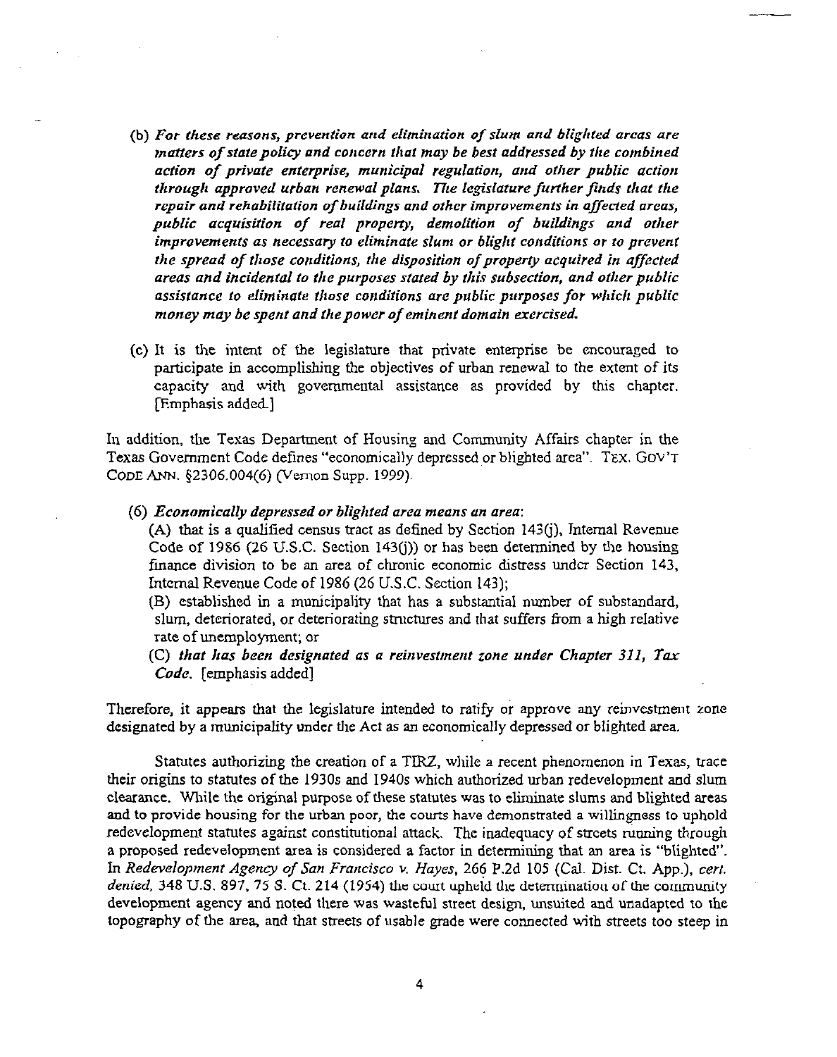(b) *For these reasons, prevention and elimination of slum and blighted areas are matters of state policy and concern that may be best addressed by the combined action of private enterprise, municipal regulation, and other public action through approved urban renewal plans. The legislature further finds that the repair and rehabilitation of buildings and other improvements in affected areas, public acquisition of real property, demolition of buildings and other improvements as necessary to eliminate slum or blight conditions or to prevent the spread of those conditions, the disposition of property acquired in affected areas and incidental to the purposes stated by this subsection, and other public assistance to eliminate those conditions are public purposes for which public money may be spent and the power of eminent domain exercised.*

(c) It is the intent of the legislature that private enterprise be encouraged to participate in accomplishing the objectives of urban renewal to the extent of its capacity and with governmental assistance as provided by this chapter. [Emphasis added.]

In addition, the Texas Department of Housing and Community Affairs chapter in the Texas Government Code defines "economically depressed or blighted area". TEX. GOV'T CODE ANN. §2306.004(6) (Vernon Supp. 1999).

(6) *Economically depressed or blighted area means an area*:
(A) that is a qualified census tract as defined by Section 143(j), Internal Revenue Code of 1986 (26 U.S.C. Section 143(j)) or has been determined by the housing finance division to be an area of chronic economic distress under Section 143, Internal Revenue Code of 1986 (26 U.S.C. Section 143);
(B) established in a municipality that has a substantial number of substandard, slum, deteriorated, or deteriorating structures and that suffers from a high relative rate of unemployment; or
(C) *that has been designated as a reinvestment zone under Chapter 311, Tax Code*. [emphasis added]

Therefore, it appears that the legislature intended to ratify or approve any reinvestment zone designated by a municipality under the Act as an economically depressed or blighted area.

Statutes authorizing the creation of a TIRZ, while a recent phenomenon in Texas, trace their origins to statutes of the 1930s and 1940s which authorized urban redevelopment and slum clearance. While the original purpose of these statutes was to eliminate slums and blighted areas and to provide housing for the urban poor, the courts have demonstrated a willingness to uphold redevelopment statutes against constitutional attack. The inadequacy of streets running through a proposed redevelopment area is considered a factor in determining that an area is "blighted". In *Redevelopment Agency of San Francisco v. Hayes*, 266 P.2d 105 (Cal. Dist. Ct. App.), *cert. denied*, 348 U.S. 897, 75 S. Ct. 214 (1954) the court upheld the determination of the community development agency and noted there was wasteful street design, unsuited and unadapted to the topography of the area, and that streets of usable grade were connected with streets too steep in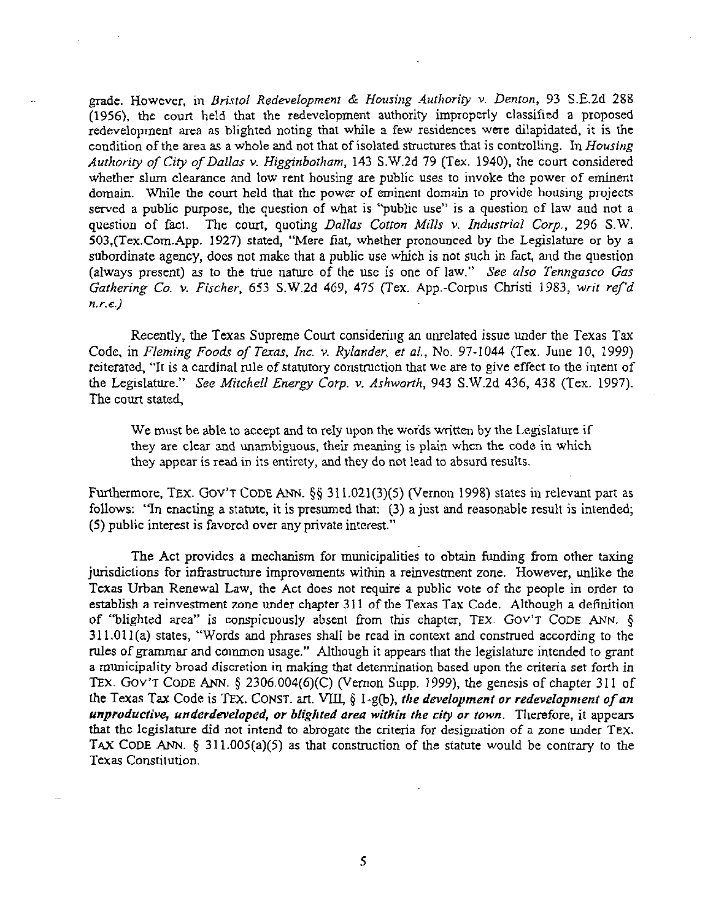grade. However, in *Bristol Redevelopment & Housing Authority v. Denton*, 93 S.E.2d 288 (1956), the court held that the redevelopment authority improperly classified a proposed redevelopment area as blighted noting that while a few residences were dilapidated, it is the condition of the area as a whole and not that of isolated structures that is controlling. In *Housing Authority of City of Dallas v. Higginbotham*, 143 S.W.2d 79 (Tex. 1940), the court considered whether slum clearance and low rent housing are public uses to invoke the power of eminent domain. While the court held that the power of eminent domain to provide housing projects served a public purpose, the question of what is "public use" is a question of law and not a question of fact. The court, quoting *Dallas Cotton Mills v. Industrial Corp.*, 296 S.W. 503,(Tex.Com.App. 1927) stated, "Mere fiat, whether pronounced by the Legislature or by a subordinate agency, does not make that a public use which is not such in fact, and the question (always present) as to the true nature of the use is one of law." *See also Tenngasco Gas Gathering Co. v. Fischer*, 653 S.W.2d 469, 475 (Tex. App.-Corpus Christi 1983, *writ ref'd n.r.e.)*

Recently, the Texas Supreme Court considering an unrelated issue under the Texas Tax Code, in *Fleming Foods of Texas, Inc. v. Rylander, et al.*, No. 97-1044 (Tex. June 10, 1999) reiterated, "It is a cardinal rule of statutory construction that we are to give effect to the intent of the Legislature." *See Mitchell Energy Corp. v. Ashworth*, 943 S.W.2d 436, 438 (Tex. 1997). The court stated,

> We must be able to accept and to rely upon the words written by the Legislature if they are clear and unambiguous, their meaning is plain when the code in which they appear is read in its entirety, and they do not lead to absurd results.

Furthermore, TEX. GOV'T CODE ANN. §§ 311.021(3)(5) (Vernon 1998) states in relevant part as follows: "In enacting a statute, it is presumed that: (3) a just and reasonable result is intended; (5) public interest is favored over any private interest."

The Act provides a mechanism for municipalities to obtain funding from other taxing jurisdictions for infrastructure improvements within a reinvestment zone. However, unlike the Texas Urban Renewal Law, the Act does not require a public vote of the people in order to establish a reinvestment zone under chapter 311 of the Texas Tax Code. Although a definition of "blighted area" is conspicuously absent from this chapter, TEX. GOV'T CODE ANN. § 311.011(a) states, "Words and phrases shall be read in context and construed according to the rules of grammar and common usage." Although it appears that the legislature intended to grant a municipality broad discretion in making that determination based upon the criteria set forth in TEX. GOV'T CODE ANN. § 2306.004(6)(C) (Vernon Supp. 1999), the genesis of chapter 311 of the Texas Tax Code is TEX. CONST. art. VIII, § 1-g(b), ***the development or redevelopment of an unproductive, underdeveloped, or blighted area within the city or town***. Therefore, it appears that the legislature did not intend to abrogate the criteria for designation of a zone under TEX. TAX CODE ANN. § 311.005(a)(5) as that construction of the statute would be contrary to the Texas Constitution.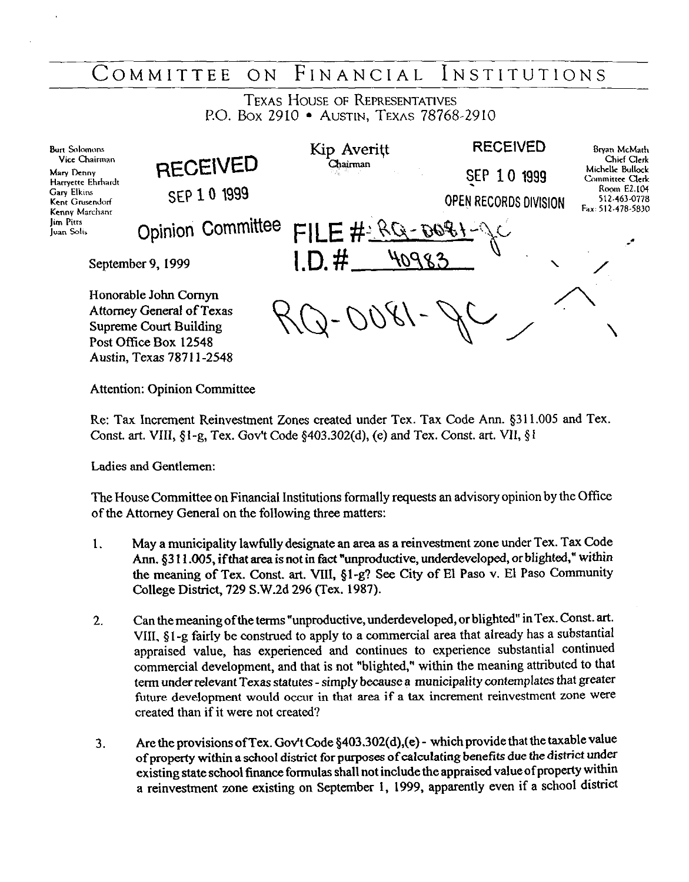# COMMITTEE ON FINANCIAL INSTITUTIONS

TEXAS HOUSE OF REPRESENTATIVES
P.O. BOX 2910 • AUSTIN, TEXAS 78768-2910

Burt Solomons
Vice Chairman
Mary Denny
Harryette Ehrhardt
Gary Elkins
Kent Grusendorf
Kenny Marchant
Jim Pitts
Juan Solis

Kip Averitt
Chairman

Bryan McMath
Chief Clerk
Michelle Bullock
Committee Clerk
Room E2.104
512-463-0778
Fax: 512-478-5830

RECEIVED
SEP 10 1999
Opinion Committee

RECEIVED
SEP 10 1999
OPEN RECORDS DIVISION

FILE #: RQ-0081-JC
I.D. # 40983

RQ-0081-JC

September 9, 1999

Honorable John Cornyn
Attorney General of Texas
Supreme Court Building
Post Office Box 12548
Austin, Texas 78711-2548

Attention: Opinion Committee

Re: Tax Increment Reinvestment Zones created under Tex. Tax Code Ann. §311.005 and Tex. Const. art. VIII, §1-g, Tex. Gov't Code §403.302(d), (e) and Tex. Const. art. VII, §1

Ladies and Gentlemen:

The House Committee on Financial Institutions formally requests an advisory opinion by the Office of the Attorney General on the following three matters:

1. May a municipality lawfully designate an area as a reinvestment zone under Tex. Tax Code Ann. §311.005, if that area is not in fact "unproductive, underdeveloped, or blighted," within the meaning of Tex. Const. art. VIII, §1-g? See City of El Paso v. El Paso Community College District, 729 S.W.2d 296 (Tex. 1987).

2. Can the meaning of the terms "unproductive, underdeveloped, or blighted" in Tex. Const. art. VIII, §1-g fairly be construed to apply to a commercial area that already has a substantial appraised value, has experienced and continues to experience substantial continued commercial development, and that is not "blighted," within the meaning attributed to that term under relevant Texas statutes - simply because a municipality contemplates that greater future development would occur in that area if a tax increment reinvestment zone were created than if it were not created?

3. Are the provisions of Tex. Gov't Code §403.302(d),(e) - which provide that the taxable value of property within a school district for purposes of calculating benefits due the district under existing state school finance formulas shall not include the appraised value of property within a reinvestment zone existing on September 1, 1999, apparently even if a school district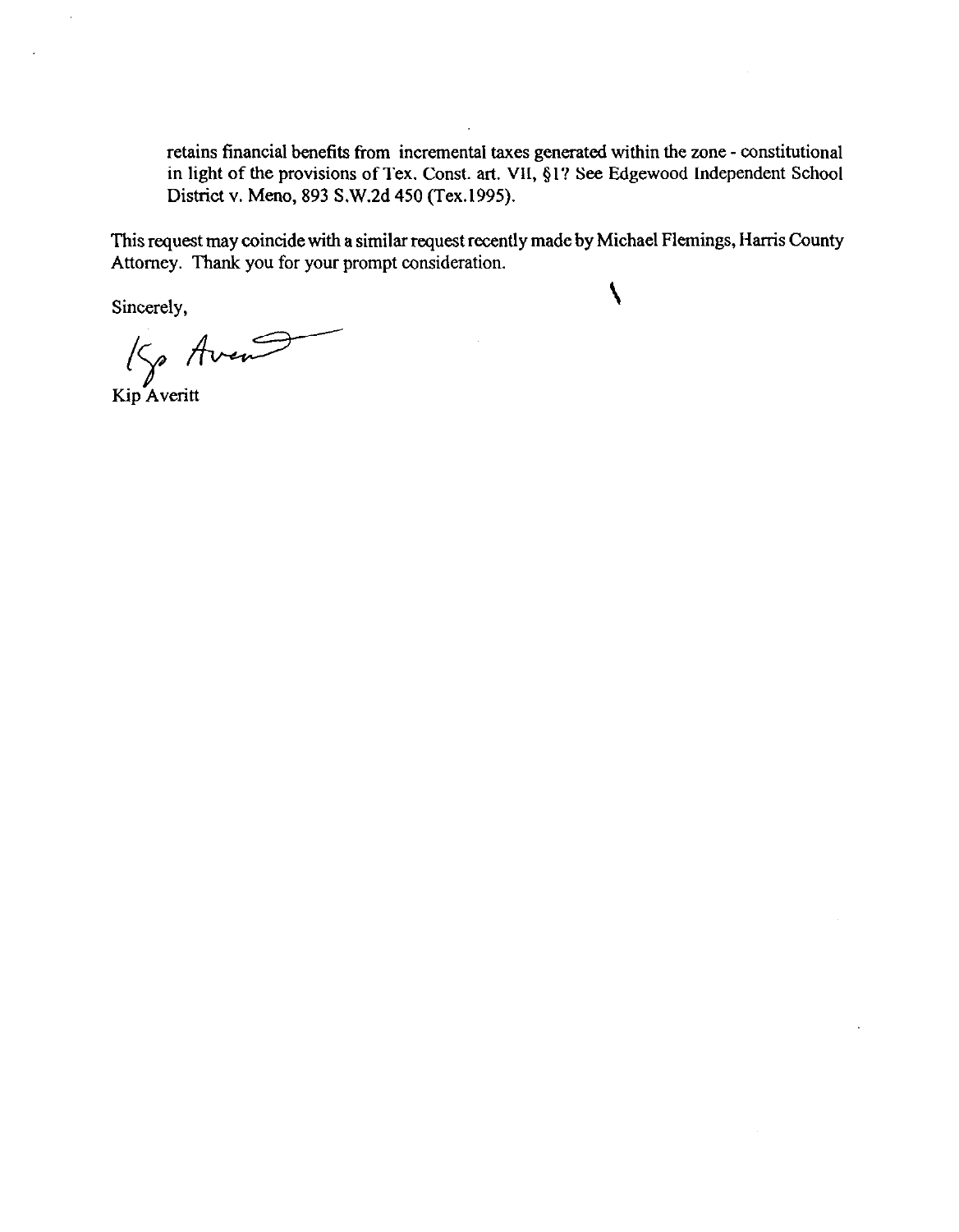retains financial benefits from incremental taxes generated within the zone - constitutional in light of the provisions of Tex. Const. art. VII, §1? See Edgewood Independent School District v. Meno, 893 S.W.2d 450 (Tex.1995).

This request may coincide with a similar request recently made by Michael Flemings, Harris County Attorney. Thank you for your prompt consideration.

Sincerely,

Kip Averitt